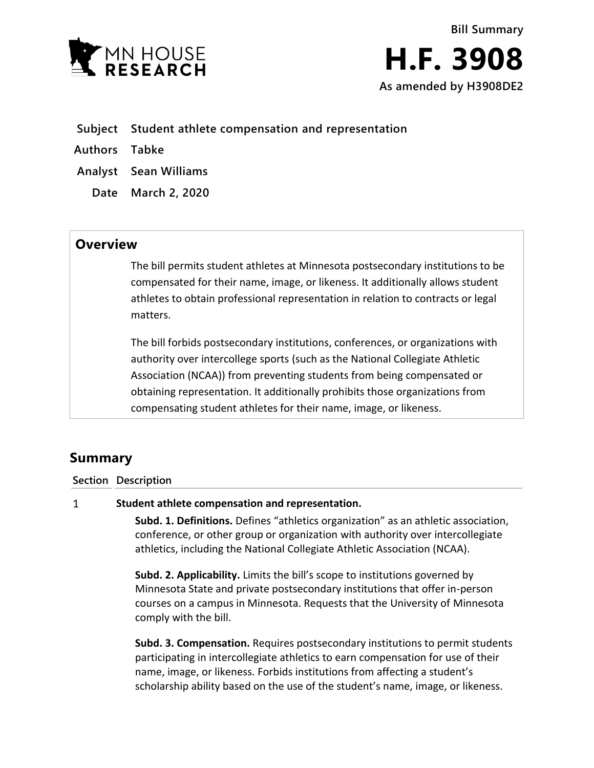Bill Summary

# H.F. 3908

**As amended by H3908DE2**

**Subject** Student athlete compensation and representation

**Authors** Tabke

**Analyst** Sean Williams

**Date** March 2, 2020

## Overview

The bill permits student athletes at Minnesota postsecondary institutions to be compensated for their name, image, or likeness. It additionally allows student athletes to obtain professional representation in relation to contracts or legal matters.

The bill forbids postsecondary institutions, conferences, or organizations with authority over intercollege sports (such as the National Collegiate Athletic Association (NCAA)) from preventing students from being compensated or obtaining representation. It additionally prohibits those organizations from compensating student athletes for their name, image, or likeness.

## Summary

| Section | Description |
|---|---|
| 1 | **Student athlete compensation and representation.**<br><br>**Subd. 1. Definitions.** Defines "athletics organization" as an athletic association, conference, or other group or organization with authority over intercollegiate athletics, including the National Collegiate Athletic Association (NCAA).<br><br>**Subd. 2. Applicability.** Limits the bill's scope to institutions governed by Minnesota State and private postsecondary institutions that offer in-person courses on a campus in Minnesota. Requests that the University of Minnesota comply with the bill.<br><br>**Subd. 3. Compensation.** Requires postsecondary institutions to permit students participating in intercollegiate athletics to earn compensation for use of their name, image, or likeness. Forbids institutions from affecting a student's scholarship ability based on the use of the student's name, image, or likeness. |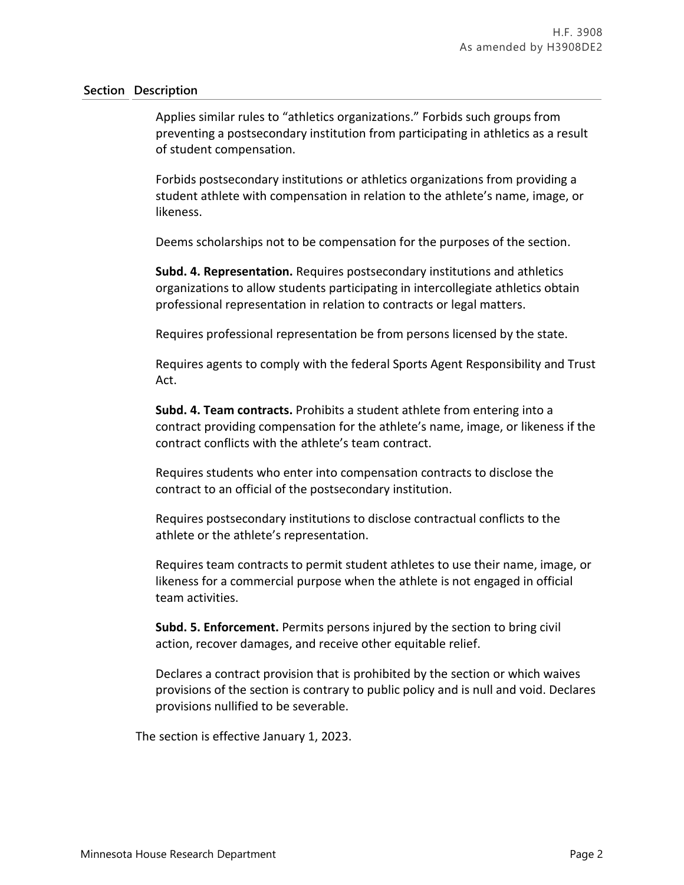| Section | Description |
| --- | --- |

Applies similar rules to "athletics organizations." Forbids such groups from preventing a postsecondary institution from participating in athletics as a result of student compensation.

Forbids postsecondary institutions or athletics organizations from providing a student athlete with compensation in relation to the athlete's name, image, or likeness.

Deems scholarships not to be compensation for the purposes of the section.

**Subd. 4. Representation.** Requires postsecondary institutions and athletics organizations to allow students participating in intercollegiate athletics obtain professional representation in relation to contracts or legal matters.

Requires professional representation be from persons licensed by the state.

Requires agents to comply with the federal Sports Agent Responsibility and Trust Act.

**Subd. 4. Team contracts.** Prohibits a student athlete from entering into a contract providing compensation for the athlete's name, image, or likeness if the contract conflicts with the athlete's team contract.

Requires students who enter into compensation contracts to disclose the contract to an official of the postsecondary institution.

Requires postsecondary institutions to disclose contractual conflicts to the athlete or the athlete's representation.

Requires team contracts to permit student athletes to use their name, image, or likeness for a commercial purpose when the athlete is not engaged in official team activities.

**Subd. 5. Enforcement.** Permits persons injured by the section to bring civil action, recover damages, and receive other equitable relief.

Declares a contract provision that is prohibited by the section or which waives provisions of the section is contrary to public policy and is null and void. Declares provisions nullified to be severable.

The section is effective January 1, 2023.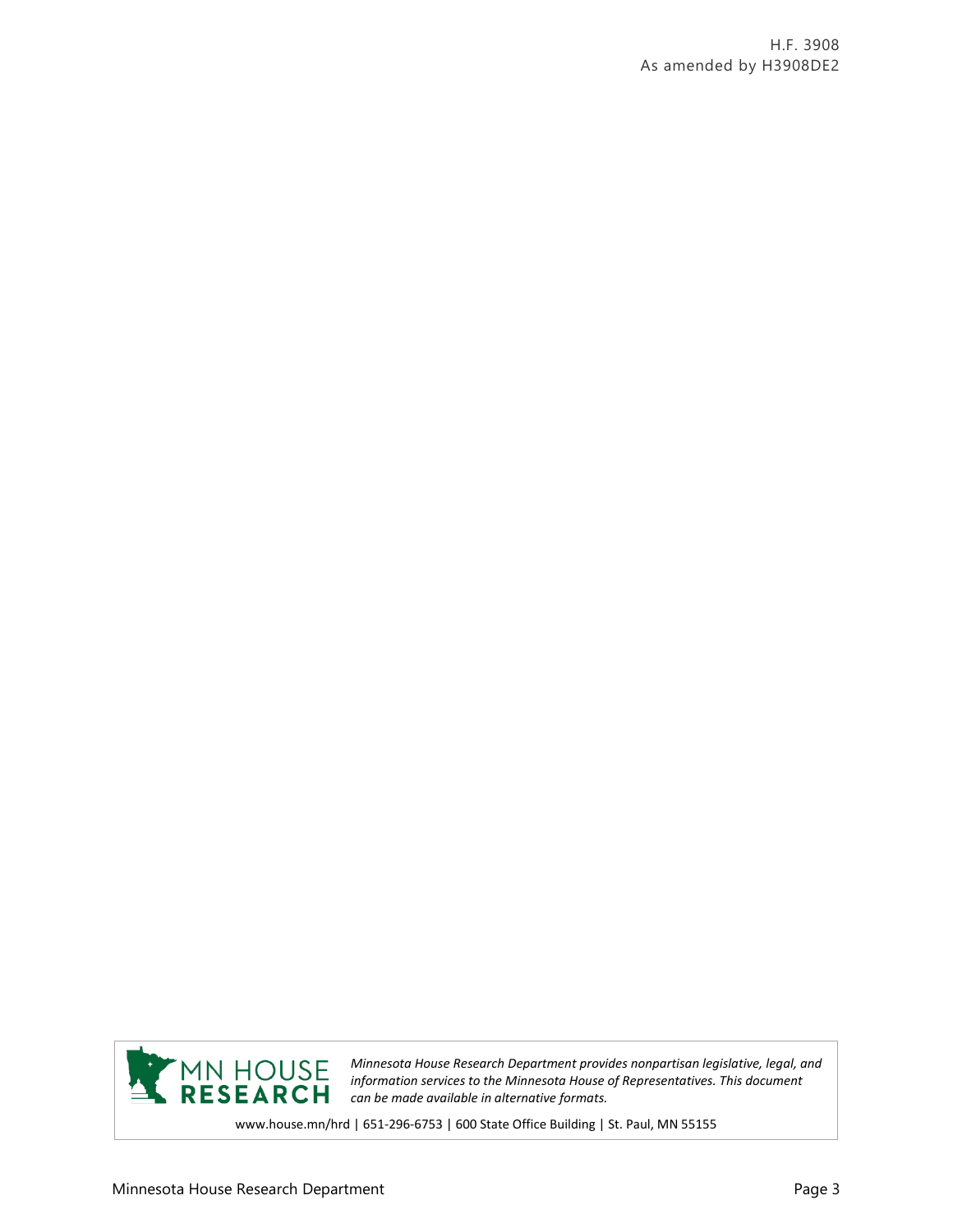MN HOUSE RESEARCH

*Minnesota House Research Department provides nonpartisan legislative, legal, and information services to the Minnesota House of Representatives. This document can be made available in alternative formats.*

www.house.mn/hrd | 651-296-6753 | 600 State Office Building | St. Paul, MN 55155